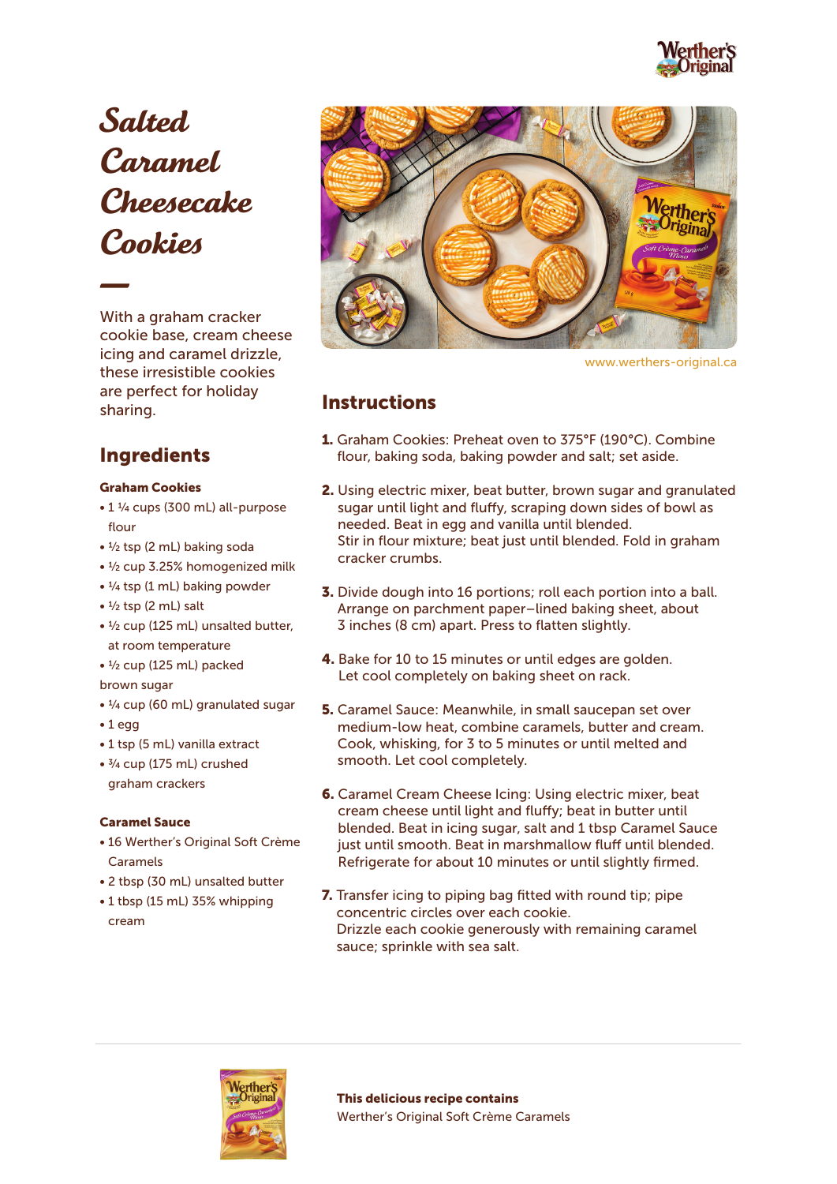# Salted Caramel Cheesecake Cookies

With a graham cracker cookie base, cream cheese icing and caramel drizzle, these irresistible cookies are perfect for holiday sharing.

www.werthers-original.ca

## Ingredients

### Graham Cookies

- 1 ¼ cups (300 mL) all-purpose flour
- ½ tsp (2 mL) baking soda
- ½ cup 3.25% homogenized milk
- ¼ tsp (1 mL) baking powder
- ½ tsp (2 mL) salt
- ½ cup (125 mL) unsalted butter, at room temperature
- ½ cup (125 mL) packed brown sugar
- ¼ cup (60 mL) granulated sugar
- 1 egg
- 1 tsp (5 mL) vanilla extract
- ¾ cup (175 mL) crushed graham crackers

### Caramel Sauce

- 16 Werther's Original Soft Crème Caramels
- 2 tbsp (30 mL) unsalted butter
- 1 tbsp (15 mL) 35% whipping cream

## Instructions

1. Graham Cookies: Preheat oven to 375°F (190°C). Combine flour, baking soda, baking powder and salt; set aside.
2. Using electric mixer, beat butter, brown sugar and granulated sugar until light and fluffy, scraping down sides of bowl as needed. Beat in egg and vanilla until blended.
   Stir in flour mixture; beat just until blended. Fold in graham cracker crumbs.
3. Divide dough into 16 portions; roll each portion into a ball. Arrange on parchment paper–lined baking sheet, about 3 inches (8 cm) apart. Press to flatten slightly.
4. Bake for 10 to 15 minutes or until edges are golden. Let cool completely on baking sheet on rack.
5. Caramel Sauce: Meanwhile, in small saucepan set over medium-low heat, combine caramels, butter and cream. Cook, whisking, for 3 to 5 minutes or until melted and smooth. Let cool completely.
6. Caramel Cream Cheese Icing: Using electric mixer, beat cream cheese until light and fluffy; beat in butter until blended. Beat in icing sugar, salt and 1 tbsp Caramel Sauce just until smooth. Beat in marshmallow fluff until blended. Refrigerate for about 10 minutes or until slightly firmed.
7. Transfer icing to piping bag fitted with round tip; pipe concentric circles over each cookie.
   Drizzle each cookie generously with remaining caramel sauce; sprinkle with sea salt.

**This delicious recipe contains**
Werther's Original Soft Crème Caramels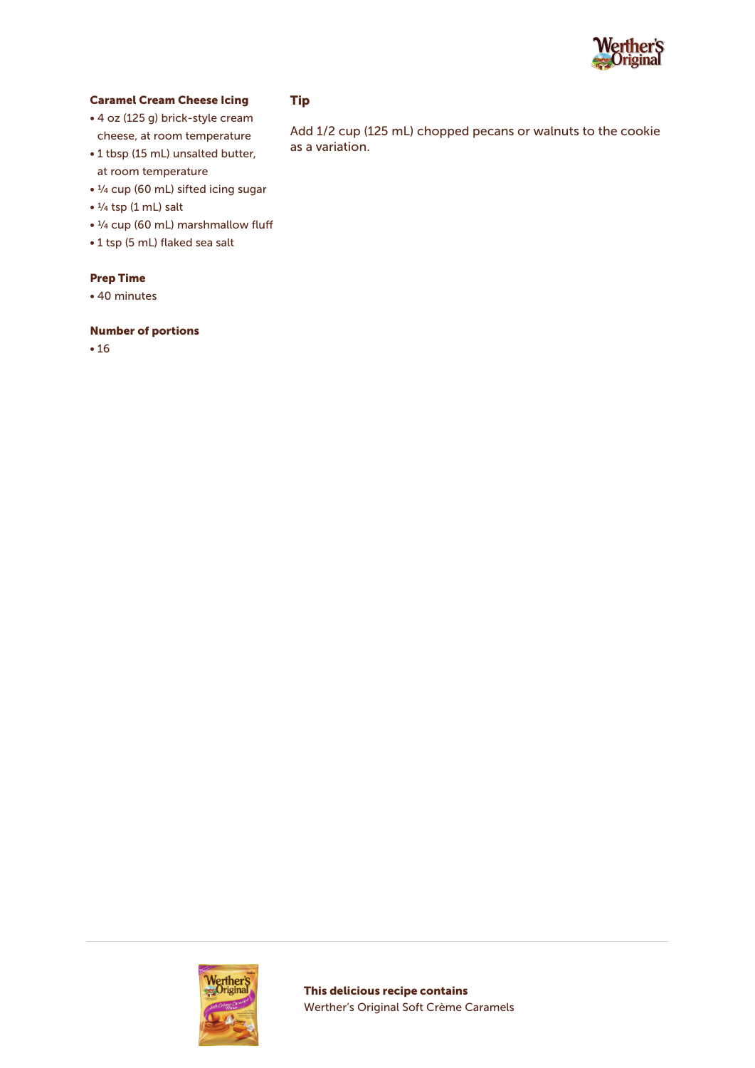### Caramel Cream Cheese Icing

- 4 oz (125 g) brick-style cream cheese, at room temperature
- 1 tbsp (15 mL) unsalted butter, at room temperature
- ¼ cup (60 mL) sifted icing sugar
- ¼ tsp (1 mL) salt
- ¼ cup (60 mL) marshmallow fluff
- 1 tsp (5 mL) flaked sea salt

### Prep Time

- 40 minutes

### Number of portions

- 16

### Tip

Add 1/2 cup (125 mL) chopped pecans or walnuts to the cookie as a variation.

**This delicious recipe contains**
Werther's Original Soft Crème Caramels